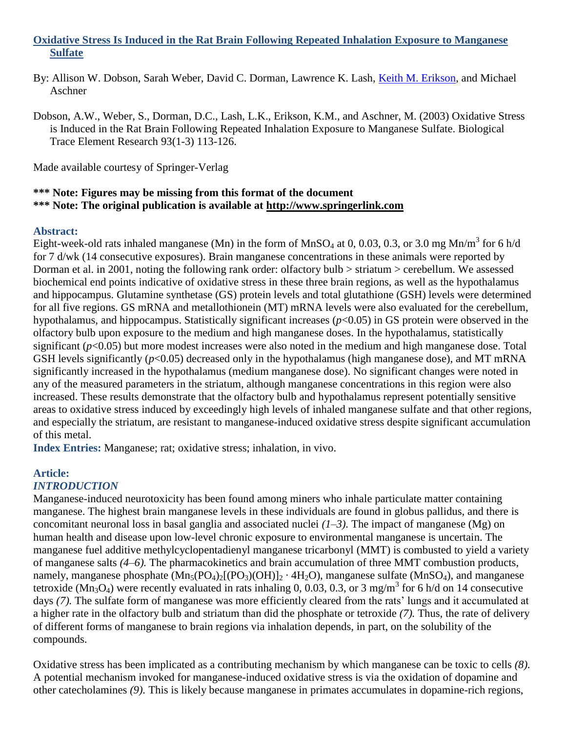# Oxidative Stress Is Induced in the Rat Brain Following Repeated Inhalation Exposure to Manganese Sulfate

By: Allison W. Dobson, Sarah Weber, David C. Dorman, Lawrence K. Lash, Keith M. Erikson, and Michael Aschner

Dobson, A.W., Weber, S., Dorman, D.C., Lash, L.K., Erikson, K.M., and Aschner, M. (2003) Oxidative Stress is Induced in the Rat Brain Following Repeated Inhalation Exposure to Manganese Sulfate. Biological Trace Element Research 93(1-3) 113-126.

Made available courtesy of Springer-Verlag

**\*\*\* Note: Figures may be missing from this format of the document**
**\*\*\* Note: The original publication is available at http://www.springerlink.com**

## Abstract:

Eight-week-old rats inhaled manganese (Mn) in the form of $MnSO_4$ at 0, 0.03, 0.3, or 3.0 mg Mn/$m^3$ for 6 h/d for 7 d/wk (14 consecutive exposures). Brain manganese concentrations in these animals were reported by Dorman et al. in 2001, noting the following rank order: olfactory bulb > striatum > cerebellum. We assessed biochemical end points indicative of oxidative stress in these three brain regions, as well as the hypothalamus and hippocampus. Glutamine synthetase (GS) protein levels and total glutathione (GSH) levels were determined for all five regions. GS mRNA and metallothionein (MT) mRNA levels were also evaluated for the cerebellum, hypothalamus, and hippocampus. Statistically significant increases ($p<0.05$) in GS protein were observed in the olfactory bulb upon exposure to the medium and high manganese doses. In the hypothalamus, statistically significant ($p<0.05$) but more modest increases were also noted in the medium and high manganese dose. Total GSH levels significantly ($p<0.05$) decreased only in the hypothalamus (high manganese dose), and MT mRNA significantly increased in the hypothalamus (medium manganese dose). No significant changes were noted in any of the measured parameters in the striatum, although manganese concentrations in this region were also increased. These results demonstrate that the olfactory bulb and hypothalamus represent potentially sensitive areas to oxidative stress induced by exceedingly high levels of inhaled manganese sulfate and that other regions, and especially the striatum, are resistant to manganese-induced oxidative stress despite significant accumulation of this metal.

**Index Entries:** Manganese; rat; oxidative stress; inhalation, in vivo.

## Article:

### *INTRODUCTION*

Manganese-induced neurotoxicity has been found among miners who inhale particulate matter containing manganese. The highest brain manganese levels in these individuals are found in globus pallidus, and there is concomitant neuronal loss in basal ganglia and associated nuclei *(1–3)*. The impact of manganese (Mg) on human health and disease upon low-level chronic exposure to environmental manganese is uncertain. The manganese fuel additive methylcyclopentadienyl manganese tricarbonyl (MMT) is combusted to yield a variety of manganese salts *(4–6)*. The pharmacokinetics and brain accumulation of three MMT combustion products, namely, manganese phosphate ($Mn_5(PO_4)_2[(PO_3)(OH)]_2 \cdot 4H_2O$), manganese sulfate ($MnSO_4$), and manganese tetroxide ($Mn_3O_4$) were recently evaluated in rats inhaling 0, 0.03, 0.3, or 3 mg/$m^3$ for 6 h/d on 14 consecutive days *(7)*. The sulfate form of manganese was more efficiently cleared from the rats' lungs and it accumulated at a higher rate in the olfactory bulb and striatum than did the phosphate or tetroxide *(7)*. Thus, the rate of delivery of different forms of manganese to brain regions via inhalation depends, in part, on the solubility of the compounds.

Oxidative stress has been implicated as a contributing mechanism by which manganese can be toxic to cells *(8)*. A potential mechanism invoked for manganese-induced oxidative stress is via the oxidation of dopamine and other catecholamines *(9)*. This is likely because manganese in primates accumulates in dopamine-rich regions,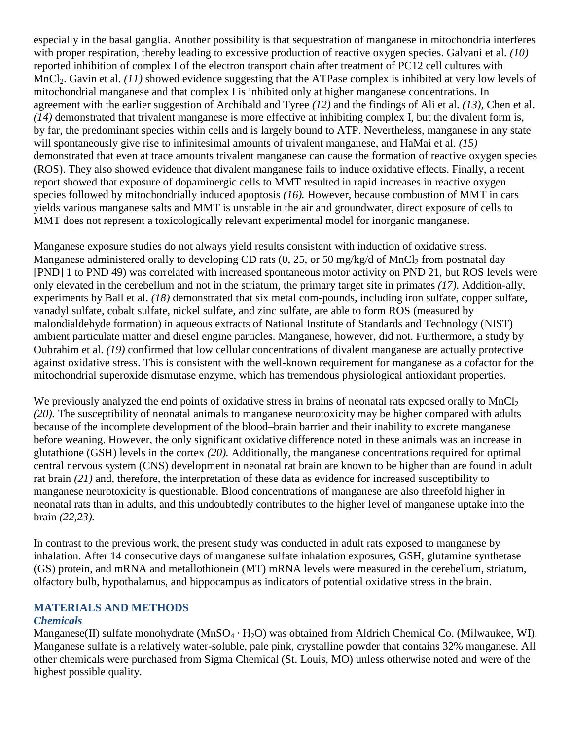especially in the basal ganglia. Another possibility is that sequestration of manganese in mitochondria interferes with proper respiration, thereby leading to excessive production of reactive oxygen species. Galvani et al. *(10)* reported inhibition of complex I of the electron transport chain after treatment of PC12 cell cultures with $MnCl_2$. Gavin et al. *(11)* showed evidence suggesting that the ATPase complex is inhibited at very low levels of mitochondrial manganese and that complex I is inhibited only at higher manganese concentrations. In agreement with the earlier suggestion of Archibald and Tyree *(12)* and the findings of Ali et al. *(13)*, Chen et al. *(14)* demonstrated that trivalent manganese is more effective at inhibiting complex I, but the divalent form is, by far, the predominant species within cells and is largely bound to ATP. Nevertheless, manganese in any state will spontaneously give rise to infinitesimal amounts of trivalent manganese, and HaMai et al. *(15)* demonstrated that even at trace amounts trivalent manganese can cause the formation of reactive oxygen species (ROS). They also showed evidence that divalent manganese fails to induce oxidative effects. Finally, a recent report showed that exposure of dopaminergic cells to MMT resulted in rapid increases in reactive oxygen species followed by mitochondrially induced apoptosis *(16).* However, because combustion of MMT in cars yields various manganese salts and MMT is unstable in the air and groundwater, direct exposure of cells to MMT does not represent a toxicologically relevant experimental model for inorganic manganese.

Manganese exposure studies do not always yield results consistent with induction of oxidative stress. Manganese administered orally to developing CD rats (0, 25, or 50 mg/kg/d of $MnCl_2$ from postnatal day [PND] 1 to PND 49) was correlated with increased spontaneous motor activity on PND 21, but ROS levels were only elevated in the cerebellum and not in the striatum, the primary target site in primates *(17).* Addition-ally, experiments by Ball et al. *(18)* demonstrated that six metal com-pounds, including iron sulfate, copper sulfate, vanadyl sulfate, cobalt sulfate, nickel sulfate, and zinc sulfate, are able to form ROS (measured by malondialdehyde formation) in aqueous extracts of National Institute of Standards and Technology (NIST) ambient particulate matter and diesel engine particles. Manganese, however, did not. Furthermore, a study by Oubrahim et al. *(19)* confirmed that low cellular concentrations of divalent manganese are actually protective against oxidative stress. This is consistent with the well-known requirement for manganese as a cofactor for the mitochondrial superoxide dismutase enzyme, which has tremendous physiological antioxidant properties.

We previously analyzed the end points of oxidative stress in brains of neonatal rats exposed orally to $MnCl_2$ *(20).* The susceptibility of neonatal animals to manganese neurotoxicity may be higher compared with adults because of the incomplete development of the blood–brain barrier and their inability to excrete manganese before weaning. However, the only significant oxidative difference noted in these animals was an increase in glutathione (GSH) levels in the cortex *(20).* Additionally, the manganese concentrations required for optimal central nervous system (CNS) development in neonatal rat brain are known to be higher than are found in adult rat brain *(21)* and, therefore, the interpretation of these data as evidence for increased susceptibility to manganese neurotoxicity is questionable. Blood concentrations of manganese are also threefold higher in neonatal rats than in adults, and this undoubtedly contributes to the higher level of manganese uptake into the brain *(22,23).*

In contrast to the previous work, the present study was conducted in adult rats exposed to manganese by inhalation. After 14 consecutive days of manganese sulfate inhalation exposures, GSH, glutamine synthetase (GS) protein, and mRNA and metallothionein (MT) mRNA levels were measured in the cerebellum, striatum, olfactory bulb, hypothalamus, and hippocampus as indicators of potential oxidative stress in the brain.

## MATERIALS AND METHODS

### *Chemicals*

Manganese(II) sulfate monohydrate ($MnSO_4 \cdot H_2O$) was obtained from Aldrich Chemical Co. (Milwaukee, WI). Manganese sulfate is a relatively water-soluble, pale pink, crystalline powder that contains 32% manganese. All other chemicals were purchased from Sigma Chemical (St. Louis, MO) unless otherwise noted and were of the highest possible quality.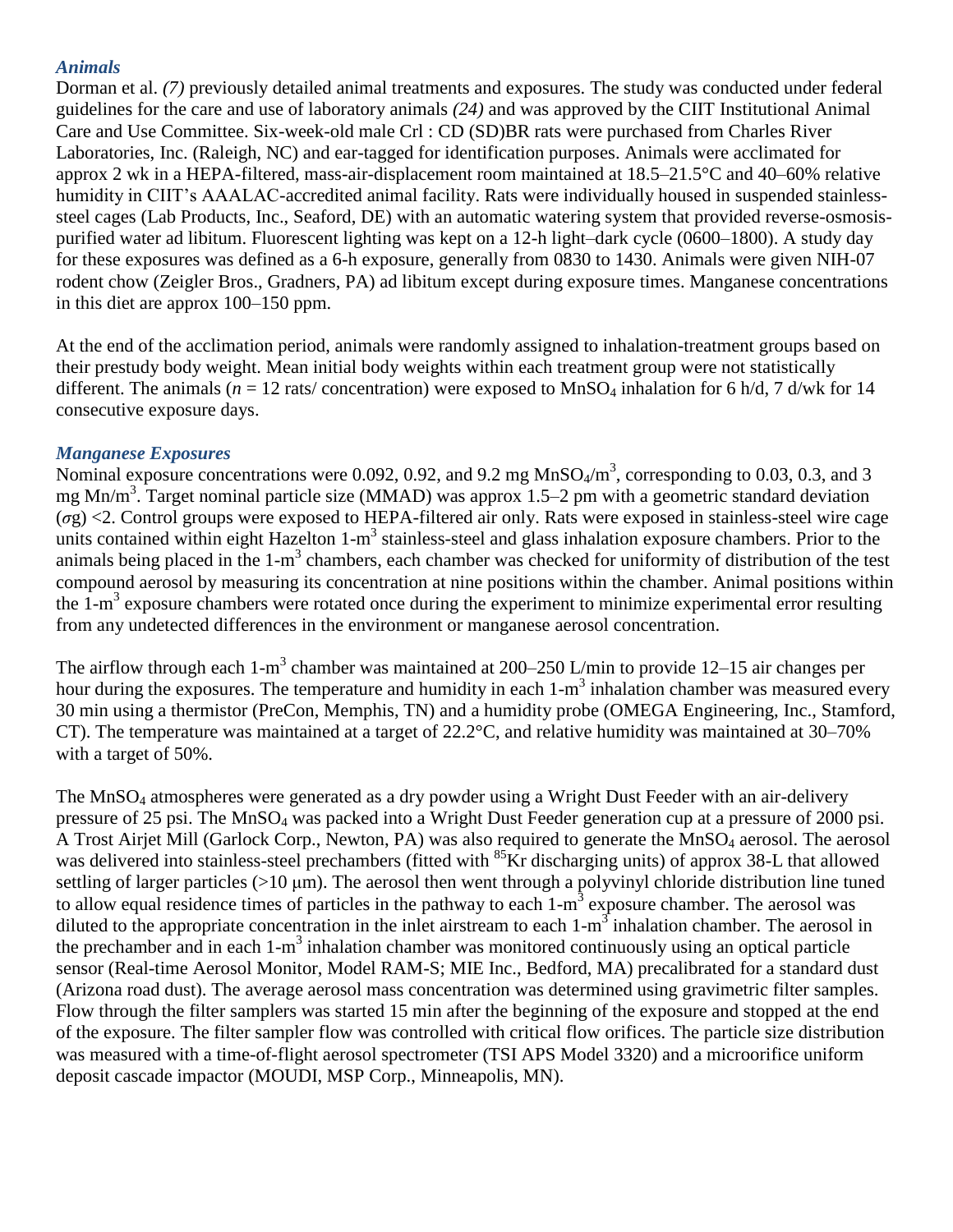### *Animals*

Dorman et al. *(7)* previously detailed animal treatments and exposures. The study was conducted under federal guidelines for the care and use of laboratory animals *(24)* and was approved by the CIIT Institutional Animal Care and Use Committee. Six-week-old male Crl : CD (SD)BR rats were purchased from Charles River Laboratories, Inc. (Raleigh, NC) and ear-tagged for identification purposes. Animals were acclimated for approx 2 wk in a HEPA-filtered, mass-air-displacement room maintained at 18.5–21.5°C and 40–60% relative humidity in CIIT's AAALAC-accredited animal facility. Rats were individually housed in suspended stainless-steel cages (Lab Products, Inc., Seaford, DE) with an automatic watering system that provided reverse-osmosis-purified water ad libitum. Fluorescent lighting was kept on a 12-h light–dark cycle (0600–1800). A study day for these exposures was defined as a 6-h exposure, generally from 0830 to 1430. Animals were given NIH-07 rodent chow (Zeigler Bros., Gradners, PA) ad libitum except during exposure times. Manganese concentrations in this diet are approx 100–150 ppm.

At the end of the acclimation period, animals were randomly assigned to inhalation-treatment groups based on their prestudy body weight. Mean initial body weights within each treatment group were not statistically different. The animals ($n$ = 12 rats/ concentration) were exposed to $MnSO_4$ inhalation for 6 h/d, 7 d/wk for 14 consecutive exposure days.

### *Manganese Exposures*

Nominal exposure concentrations were 0.092, 0.92, and 9.2 mg $MnSO_4/m^3$, corresponding to 0.03, 0.3, and 3 mg $Mn/m^3$. Target nominal particle size (MMAD) was approx 1.5–2 pm with a geometric standard deviation ($\sigma$g) <2. Control groups were exposed to HEPA-filtered air only. Rats were exposed in stainless-steel wire cage units contained within eight Hazelton 1-$m^3$ stainless-steel and glass inhalation exposure chambers. Prior to the animals being placed in the 1-$m^3$ chambers, each chamber was checked for uniformity of distribution of the test compound aerosol by measuring its concentration at nine positions within the chamber. Animal positions within the 1-$m^3$ exposure chambers were rotated once during the experiment to minimize experimental error resulting from any undetected differences in the environment or manganese aerosol concentration.

The airflow through each 1-$m^3$ chamber was maintained at 200–250 L/min to provide 12–15 air changes per hour during the exposures. The temperature and humidity in each 1-$m^3$ inhalation chamber was measured every 30 min using a thermistor (PreCon, Memphis, TN) and a humidity probe (OMEGA Engineering, Inc., Stamford, CT). The temperature was maintained at a target of 22.2°C, and relative humidity was maintained at 30–70% with a target of 50%.

The $MnSO_4$ atmospheres were generated as a dry powder using a Wright Dust Feeder with an air-delivery pressure of 25 psi. The $MnSO_4$ was packed into a Wright Dust Feeder generation cup at a pressure of 2000 psi. A Trost Airjet Mill (Garlock Corp., Newton, PA) was also required to generate the $MnSO_4$ aerosol. The aerosol was delivered into stainless-steel prechambers (fitted with $^{85}$Kr discharging units) of approx 38-L that allowed settling of larger particles (>10 μm). The aerosol then went through a polyvinyl chloride distribution line tuned to allow equal residence times of particles in the pathway to each 1-$m^3$ exposure chamber. The aerosol was diluted to the appropriate concentration in the inlet airstream to each 1-$m^3$ inhalation chamber. The aerosol in the prechamber and in each 1-$m^3$ inhalation chamber was monitored continuously using an optical particle sensor (Real-time Aerosol Monitor, Model RAM-S; MIE Inc., Bedford, MA) precalibrated for a standard dust (Arizona road dust). The average aerosol mass concentration was determined using gravimetric filter samples. Flow through the filter samplers was started 15 min after the beginning of the exposure and stopped at the end of the exposure. The filter sampler flow was controlled with critical flow orifices. The particle size distribution was measured with a time-of-flight aerosol spectrometer (TSI APS Model 3320) and a microorifice uniform deposit cascade impactor (MOUDI, MSP Corp., Minneapolis, MN).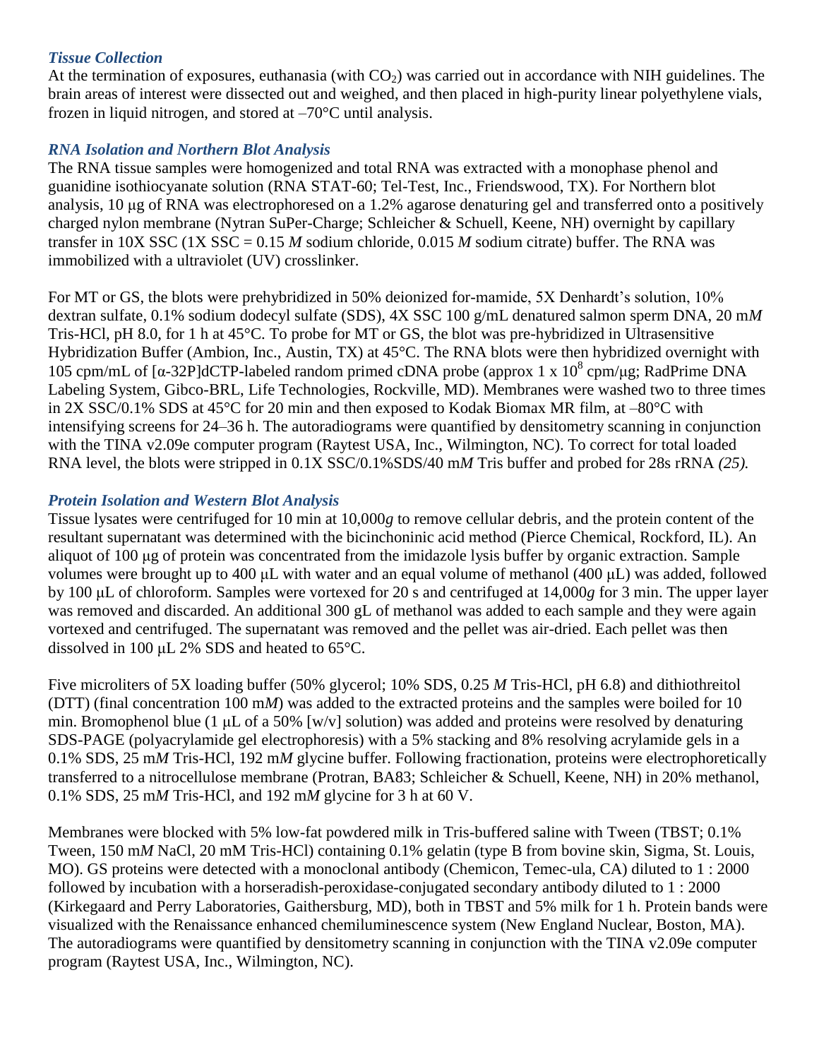### *Tissue Collection*

At the termination of exposures, euthanasia (with $CO_2$) was carried out in accordance with NIH guidelines. The brain areas of interest were dissected out and weighed, and then placed in high-purity linear polyethylene vials, frozen in liquid nitrogen, and stored at –70°C until analysis.

### *RNA Isolation and Northern Blot Analysis*

The RNA tissue samples were homogenized and total RNA was extracted with a monophase phenol and guanidine isothiocyanate solution (RNA STAT-60; Tel-Test, Inc., Friendswood, TX). For Northern blot analysis, 10 μg of RNA was electrophoresed on a 1.2% agarose denaturing gel and transferred onto a positively charged nylon membrane (Nytran SuPer-Charge; Schleicher & Schuell, Keene, NH) overnight by capillary transfer in 10X SSC (1X SSC = 0.15 *M* sodium chloride, 0.015 *M* sodium citrate) buffer. The RNA was immobilized with a ultraviolet (UV) crosslinker.

For MT or GS, the blots were prehybridized in 50% deionized for-mamide, 5X Denhardt's solution, 10% dextran sulfate, 0.1% sodium dodecyl sulfate (SDS), 4X SSC 100 g/mL denatured salmon sperm DNA, 20 m*M* Tris-HCl, pH 8.0, for 1 h at 45°C. To probe for MT or GS, the blot was pre-hybridized in Ultrasensitive Hybridization Buffer (Ambion, Inc., Austin, TX) at 45°C. The RNA blots were then hybridized overnight with 105 cpm/mL of [α-32P]dCTP-labeled random primed cDNA probe (approx 1 x $10^8$ cpm/μg; RadPrime DNA Labeling System, Gibco-BRL, Life Technologies, Rockville, MD). Membranes were washed two to three times in 2X SSC/0.1% SDS at 45°C for 20 min and then exposed to Kodak Biomax MR film, at –80°C with intensifying screens for 24–36 h. The autoradiograms were quantified by densitometry scanning in conjunction with the TINA v2.09e computer program (Raytest USA, Inc., Wilmington, NC). To correct for total loaded RNA level, the blots were stripped in 0.1X SSC/0.1%SDS/40 m*M* Tris buffer and probed for 28s rRNA *(25).*

### *Protein Isolation and Western Blot Analysis*

Tissue lysates were centrifuged for 10 min at 10,000*g* to remove cellular debris, and the protein content of the resultant supernatant was determined with the bicinchoninic acid method (Pierce Chemical, Rockford, IL). An aliquot of 100 μg of protein was concentrated from the imidazole lysis buffer by organic extraction. Sample volumes were brought up to 400 μL with water and an equal volume of methanol (400 μL) was added, followed by 100 μL of chloroform. Samples were vortexed for 20 s and centrifuged at 14,000*g* for 3 min. The upper layer was removed and discarded. An additional 300 gL of methanol was added to each sample and they were again vortexed and centrifuged. The supernatant was removed and the pellet was air-dried. Each pellet was then dissolved in 100 μL 2% SDS and heated to 65°C.

Five microliters of 5X loading buffer (50% glycerol; 10% SDS, 0.25 *M* Tris-HCl, pH 6.8) and dithiothreitol (DTT) (final concentration 100 m*M*) was added to the extracted proteins and the samples were boiled for 10 min. Bromophenol blue (1 μL of a 50% [w/v] solution) was added and proteins were resolved by denaturing SDS-PAGE (polyacrylamide gel electrophoresis) with a 5% stacking and 8% resolving acrylamide gels in a 0.1% SDS, 25 m*M* Tris-HCl, 192 m*M* glycine buffer. Following fractionation, proteins were electrophoretically transferred to a nitrocellulose membrane (Protran, BA83; Schleicher & Schuell, Keene, NH) in 20% methanol, 0.1% SDS, 25 m*M* Tris-HCl, and 192 m*M* glycine for 3 h at 60 V.

Membranes were blocked with 5% low-fat powdered milk in Tris-buffered saline with Tween (TBST; 0.1% Tween, 150 m*M* NaCl, 20 mM Tris-HCl) containing 0.1% gelatin (type B from bovine skin, Sigma, St. Louis, MO). GS proteins were detected with a monoclonal antibody (Chemicon, Temec-ula, CA) diluted to 1 : 2000 followed by incubation with a horseradish-peroxidase-conjugated secondary antibody diluted to 1 : 2000 (Kirkegaard and Perry Laboratories, Gaithersburg, MD), both in TBST and 5% milk for 1 h. Protein bands were visualized with the Renaissance enhanced chemiluminescence system (New England Nuclear, Boston, MA). The autoradiograms were quantified by densitometry scanning in conjunction with the TINA v2.09e computer program (Raytest USA, Inc., Wilmington, NC).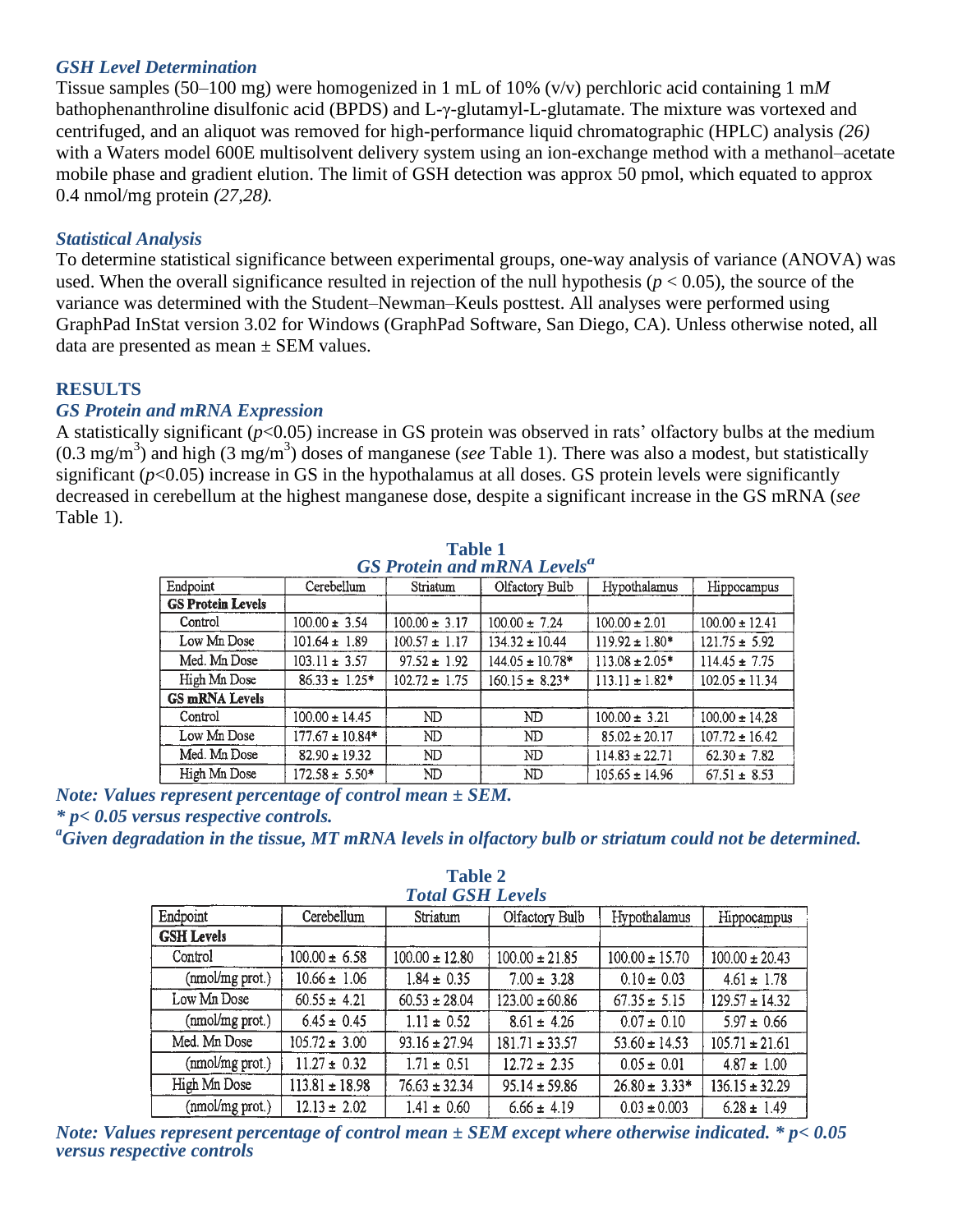### GSH Level Determination

Tissue samples (50–100 mg) were homogenized in 1 mL of 10% (v/v) perchloric acid containing 1 m*M* bathophenanthroline disulfonic acid (BPDS) and L-γ-glutamyl-L-glutamate. The mixture was vortexed and centrifuged, and an aliquot was removed for high-performance liquid chromatographic (HPLC) analysis *(26)* with a Waters model 600E multisolvent delivery system using an ion-exchange method with a methanol–acetate mobile phase and gradient elution. The limit of GSH detection was approx 50 pmol, which equated to approx 0.4 nmol/mg protein *(27,28).*

### Statistical Analysis

To determine statistical significance between experimental groups, one-way analysis of variance (ANOVA) was used. When the overall significance resulted in rejection of the null hypothesis ($p < 0.05$), the source of the variance was determined with the Student–Newman–Keuls posttest. All analyses were performed using GraphPad InStat version 3.02 for Windows (GraphPad Software, San Diego, CA). Unless otherwise noted, all data are presented as mean ± SEM values.

## RESULTS

### GS Protein and mRNA Expression

A statistically significant ($p<0.05$) increase in GS protein was observed in rats' olfactory bulbs at the medium (0.3 mg/$m^3$) and high (3 mg/$m^3$) doses of manganese (*see* Table 1). There was also a modest, but statistically significant ($p<0.05$) increase in GS in the hypothalamus at all doses. GS protein levels were significantly decreased in cerebellum at the highest manganese dose, despite a significant increase in the GS mRNA (*see* Table 1).

**Table 1**
***GS Protein and mRNA Levels[a]***

| Endpoint | Cerebellum | Striatum | Olfactory Bulb | Hypothalamus | Hippocampus |
|---|---|---|---|---|---|
| **GS Protein Levels** | | | | | |
| Control | 100.00 ± 3.54 | 100.00 ± 3.17 | 100.00 ± 7.24 | 100.00 ± 2.01 | 100.00 ± 12.41 |
| Low Mn Dose | 101.64 ± 1.89 | 100.57 ± 1.17 | 134.32 ± 10.44 | 119.92 ± 1.80* | 121.75 ± 5.92 |
| Med. Mn Dose | 103.11 ± 3.57 | 97.52 ± 1.92 | 144.05 ± 10.78* | 113.08 ± 2.05* | 114.45 ± 7.75 |
| High Mn Dose | 86.33 ± 1.25* | 102.72 ± 1.75 | 160.15 ± 8.23* | 113.11 ± 1.82* | 102.05 ± 11.34 |
| **GS mRNA Levels** | | | | | |
| Control | 100.00 ± 14.45 | ND | ND | 100.00 ± 3.21 | 100.00 ± 14.28 |
| Low Mn Dose | 177.67 ± 10.84* | ND | ND | 85.02 ± 20.17 | 107.72 ± 16.42 |
| Med. Mn Dose | 82.90 ± 19.32 | ND | ND | 114.83 ± 22.71 | 62.30 ± 7.82 |
| High Mn Dose | 172.58 ± 5.50* | ND | ND | 105.65 ± 14.96 | 67.51 ± 8.53 |

***Note: Values represent percentage of control mean ± SEM.***
***\* p< 0.05 versus respective controls.***
***[a]Given degradation in the tissue, MT mRNA levels in olfactory bulb or striatum could not be determined.***

**Table 2**
***Total GSH Levels***

| Endpoint | Cerebellum | Striatum | Olfactory Bulb | Hypothalamus | Hippocampus |
|---|---|---|---|---|---|
| **GSH Levels** | | | | | |
| Control | 100.00 ± 6.58 | 100.00 ± 12.80 | 100.00 ± 21.85 | 100.00 ± 15.70 | 100.00 ± 20.43 |
| (nmol/mg prot.) | 10.66 ± 1.06 | 1.84 ± 0.35 | 7.00 ± 3.28 | 0.10 ± 0.03 | 4.61 ± 1.78 |
| Low Mn Dose | 60.55 ± 4.21 | 60.53 ± 28.04 | 123.00 ± 60.86 | 67.35 ± 5.15 | 129.57 ± 14.32 |
| (nmol/mg prot.) | 6.45 ± 0.45 | 1.11 ± 0.52 | 8.61 ± 4.26 | 0.07 ± 0.10 | 5.97 ± 0.66 |
| Med. Mn Dose | 105.72 ± 3.00 | 93.16 ± 27.94 | 181.71 ± 33.57 | 53.60 ± 14.53 | 105.71 ± 21.61 |
| (nmol/mg prot.) | 11.27 ± 0.32 | 1.71 ± 0.51 | 12.72 ± 2.35 | 0.05 ± 0.01 | 4.87 ± 1.00 |
| High Mn Dose | 113.81 ± 18.98 | 76.63 ± 32.34 | 95.14 ± 59.86 | 26.80 ± 3.33* | 136.15 ± 32.29 |
| (nmol/mg prot.) | 12.13 ± 2.02 | 1.41 ± 0.60 | 6.66 ± 4.19 | 0.03 ± 0.003 | 6.28 ± 1.49 |

***Note: Values represent percentage of control mean ± SEM except where otherwise indicated. \* p< 0.05 versus respective controls***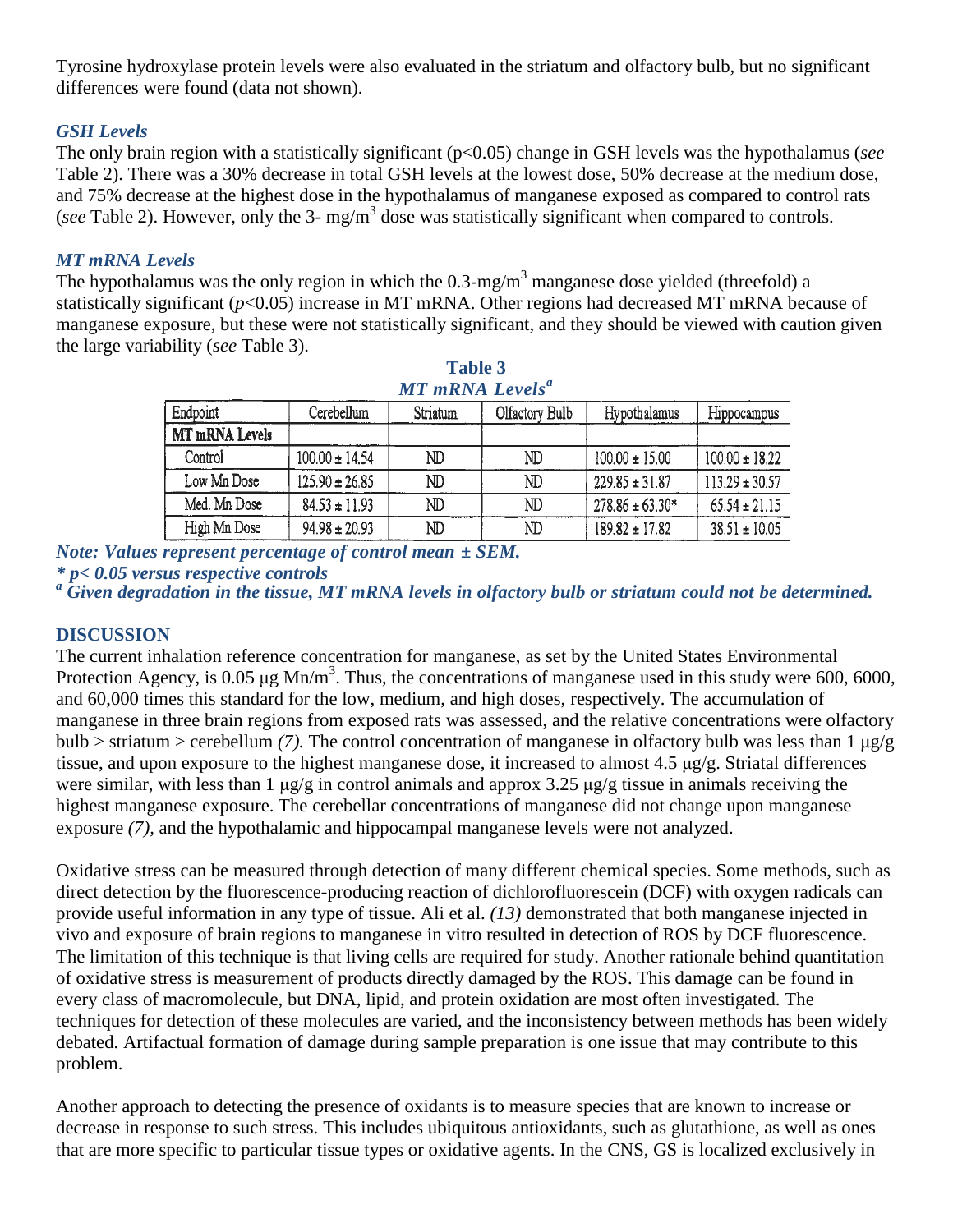Tyrosine hydroxylase protein levels were also evaluated in the striatum and olfactory bulb, but no significant differences were found (data not shown).

### *GSH Levels*

The only brain region with a statistically significant ($p<0.05$) change in GSH levels was the hypothalamus (*see* Table 2). There was a 30% decrease in total GSH levels at the lowest dose, 50% decrease at the medium dose, and 75% decrease at the highest dose in the hypothalamus of manganese exposed as compared to control rats (*see* Table 2). However, only the 3- $mg/m^3$ dose was statistically significant when compared to controls.

### *MT mRNA Levels*

The hypothalamus was the only region in which the 0.3-$mg/m^3$ manganese dose yielded (threefold) a statistically significant ($p<0.05$) increase in MT mRNA. Other regions had decreased MT mRNA because of manganese exposure, but these were not statistically significant, and they should be viewed with caution given the large variability (*see* Table 3).

**Table 3**

***MT mRNA Levels*[a]**

| Endpoint | Cerebellum | Striatum | Olfactory Bulb | Hypothalamus | Hippocampus |
|---|---|---|---|---|---|
| **MT mRNA Levels** | | | | | |
| Control | 100.00 ± 14.54 | ND | ND | 100.00 ± 15.00 | 100.00 ± 18.22 |
| Low Mn Dose | 125.90 ± 26.85 | ND | ND | 229.85 ± 31.87 | 113.29 ± 30.57 |
| Med. Mn Dose | 84.53 ± 11.93 | ND | ND | 278.86 ± 63.30* | 65.54 ± 21.15 |
| High Mn Dose | 94.98 ± 20.93 | ND | ND | 189.82 ± 17.82 | 38.51 ± 10.05 |

***Note: Values represent percentage of control mean ± SEM.***

***\* p< 0.05 versus respective controls***

***[a] Given degradation in the tissue, MT mRNA levels in olfactory bulb or striatum could not be determined.***

## DISCUSSION

The current inhalation reference concentration for manganese, as set by the United States Environmental Protection Agency, is 0.05 μg $Mn/m^3$. Thus, the concentrations of manganese used in this study were 600, 6000, and 60,000 times this standard for the low, medium, and high doses, respectively. The accumulation of manganese in three brain regions from exposed rats was assessed, and the relative concentrations were olfactory bulb > striatum > cerebellum *(7).* The control concentration of manganese in olfactory bulb was less than 1 μg/g tissue, and upon exposure to the highest manganese dose, it increased to almost 4.5 μg/g. Striatal differences were similar, with less than 1 μg/g in control animals and approx 3.25 μg/g tissue in animals receiving the highest manganese exposure. The cerebellar concentrations of manganese did not change upon manganese exposure *(7),* and the hypothalamic and hippocampal manganese levels were not analyzed.

Oxidative stress can be measured through detection of many different chemical species. Some methods, such as direct detection by the fluorescence-producing reaction of dichlorofluorescein (DCF) with oxygen radicals can provide useful information in any type of tissue. Ali et al. *(13)* demonstrated that both manganese injected in vivo and exposure of brain regions to manganese in vitro resulted in detection of ROS by DCF fluorescence. The limitation of this technique is that living cells are required for study. Another rationale behind quantitation of oxidative stress is measurement of products directly damaged by the ROS. This damage can be found in every class of macromolecule, but DNA, lipid, and protein oxidation are most often investigated. The techniques for detection of these molecules are varied, and the inconsistency between methods has been widely debated. Artifactual formation of damage during sample preparation is one issue that may contribute to this problem.

Another approach to detecting the presence of oxidants is to measure species that are known to increase or decrease in response to such stress. This includes ubiquitous antioxidants, such as glutathione, as well as ones that are more specific to particular tissue types or oxidative agents. In the CNS, GS is localized exclusively in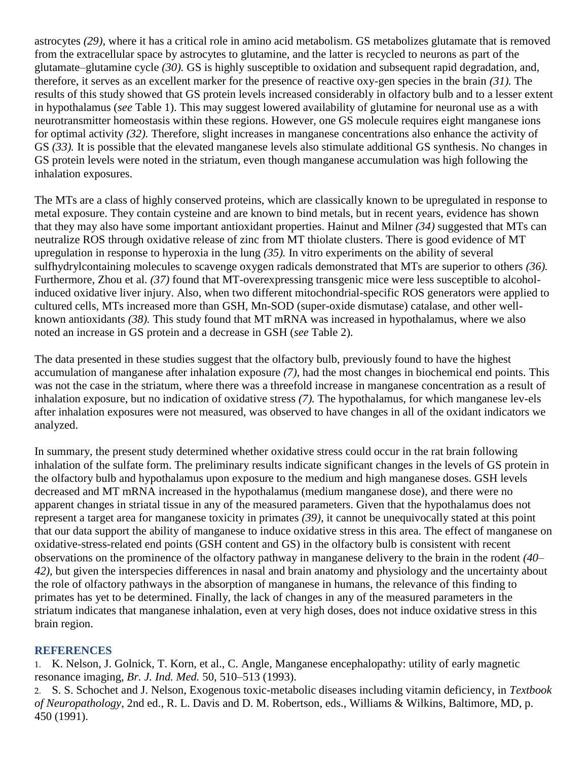astrocytes *(29),* where it has a critical role in amino acid metabolism. GS metabolizes glutamate that is removed from the extracellular space by astrocytes to glutamine, and the latter is recycled to neurons as part of the glutamate–glutamine cycle *(30).* GS is highly susceptible to oxidation and subsequent rapid degradation, and, therefore, it serves as an excellent marker for the presence of reactive oxy-gen species in the brain *(31).* The results of this study showed that GS protein levels increased considerably in olfactory bulb and to a lesser extent in hypothalamus (*see* Table 1). This may suggest lowered availability of glutamine for neuronal use as a with neurotransmitter homeostasis within these regions. However, one GS molecule requires eight manganese ions for optimal activity *(32).* Therefore, slight increases in manganese concentrations also enhance the activity of GS *(33).* It is possible that the elevated manganese levels also stimulate additional GS synthesis. No changes in GS protein levels were noted in the striatum, even though manganese accumulation was high following the inhalation exposures.

The MTs are a class of highly conserved proteins, which are classically known to be upregulated in response to metal exposure. They contain cysteine and are known to bind metals, but in recent years, evidence has shown that they may also have some important antioxidant properties. Hainut and Milner *(34)* suggested that MTs can neutralize ROS through oxidative release of zinc from MT thiolate clusters. There is good evidence of MT upregulation in response to hyperoxia in the lung *(35).* In vitro experiments on the ability of several sulfhydrylcontaining molecules to scavenge oxygen radicals demonstrated that MTs are superior to others *(36).* Furthermore, Zhou et al. *(37)* found that MT-overexpressing transgenic mice were less susceptible to alcohol-induced oxidative liver injury. Also, when two different mitochondrial-specific ROS generators were applied to cultured cells, MTs increased more than GSH, Mn-SOD (super-oxide dismutase) catalase, and other well-known antioxidants *(38).* This study found that MT mRNA was increased in hypothalamus, where we also noted an increase in GS protein and a decrease in GSH (*see* Table 2).

The data presented in these studies suggest that the olfactory bulb, previously found to have the highest accumulation of manganese after inhalation exposure *(7),* had the most changes in biochemical end points. This was not the case in the striatum, where there was a threefold increase in manganese concentration as a result of inhalation exposure, but no indication of oxidative stress *(7).* The hypothalamus, for which manganese lev-els after inhalation exposures were not measured, was observed to have changes in all of the oxidant indicators we analyzed.

In summary, the present study determined whether oxidative stress could occur in the rat brain following inhalation of the sulfate form. The preliminary results indicate significant changes in the levels of GS protein in the olfactory bulb and hypothalamus upon exposure to the medium and high manganese doses. GSH levels decreased and MT mRNA increased in the hypothalamus (medium manganese dose), and there were no apparent changes in striatal tissue in any of the measured parameters. Given that the hypothalamus does not represent a target area for manganese toxicity in primates *(39),* it cannot be unequivocally stated at this point that our data support the ability of manganese to induce oxidative stress in this area. The effect of manganese on oxidative-stress-related end points (GSH content and GS) in the olfactory bulb is consistent with recent observations on the prominence of the olfactory pathway in manganese delivery to the brain in the rodent *(40–42),* but given the interspecies differences in nasal and brain anatomy and physiology and the uncertainty about the role of olfactory pathways in the absorption of manganese in humans, the relevance of this finding to primates has yet to be determined. Finally, the lack of changes in any of the measured parameters in the striatum indicates that manganese inhalation, even at very high doses, does not induce oxidative stress in this brain region.

## REFERENCES

1. K. Nelson, J. Golnick, T. Korn, et al., C. Angle, Manganese encephalopathy: utility of early magnetic resonance imaging, *Br. J. Ind. Med.* 50, 510–513 (1993).
2. S. S. Schochet and J. Nelson, Exogenous toxic-metabolic diseases including vitamin deficiency, in *Textbook of Neuropathology*, 2nd ed., R. L. Davis and D. M. Robertson, eds., Williams & Wilkins, Baltimore, MD, p. 450 (1991).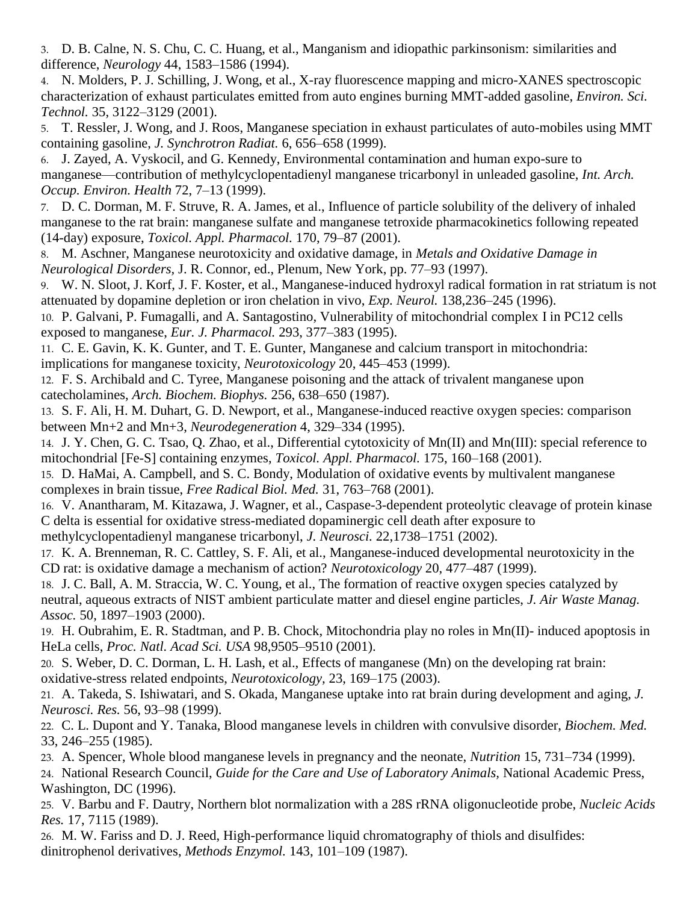3. D. B. Calne, N. S. Chu, C. C. Huang, et al., Manganism and idiopathic parkinsonism: similarities and difference, *Neurology* 44, 1583–1586 (1994).
4. N. Molders, P. J. Schilling, J. Wong, et al., X-ray fluorescence mapping and micro-XANES spectroscopic characterization of exhaust particulates emitted from auto engines burning MMT-added gasoline, *Environ. Sci. Technol.* 35, 3122–3129 (2001).
5. T. Ressler, J. Wong, and J. Roos, Manganese speciation in exhaust particulates of auto-mobiles using MMT containing gasoline, *J. Synchrotron Radiat.* 6, 656–658 (1999).
6. J. Zayed, A. Vyskocil, and G. Kennedy, Environmental contamination and human expo-sure to manganese—contribution of methylcyclopentadienyl manganese tricarbonyl in unleaded gasoline, *Int. Arch. Occup. Environ. Health* 72, 7–13 (1999).
7. D. C. Dorman, M. F. Struve, R. A. James, et al., Influence of particle solubility of the delivery of inhaled manganese to the rat brain: manganese sulfate and manganese tetroxide pharmacokinetics following repeated (14-day) exposure, *Toxicol. Appl. Pharmacol.* 170, 79–87 (2001).
8. M. Aschner, Manganese neurotoxicity and oxidative damage, in *Metals and Oxidative Damage in Neurological Disorders*, J. R. Connor, ed., Plenum, New York, pp. 77–93 (1997).
9. W. N. Sloot, J. Korf, J. F. Koster, et al., Manganese-induced hydroxyl radical formation in rat striatum is not attenuated by dopamine depletion or iron chelation in vivo, *Exp. Neurol.* 138,236–245 (1996).
10. P. Galvani, P. Fumagalli, and A. Santagostino, Vulnerability of mitochondrial complex I in PC12 cells exposed to manganese, *Eur. J. Pharmacol.* 293, 377–383 (1995).
11. C. E. Gavin, K. K. Gunter, and T. E. Gunter, Manganese and calcium transport in mitochondria: implications for manganese toxicity, *Neurotoxicology* 20, 445–453 (1999).
12. F. S. Archibald and C. Tyree, Manganese poisoning and the attack of trivalent manganese upon catecholamines, *Arch. Biochem. Biophys.* 256, 638–650 (1987).
13. S. F. Ali, H. M. Duhart, G. D. Newport, et al., Manganese-induced reactive oxygen species: comparison between Mn+2 and Mn+3, *Neurodegeneration* 4, 329–334 (1995).
14. J. Y. Chen, G. C. Tsao, Q. Zhao, et al., Differential cytotoxicity of Mn(II) and Mn(III): special reference to mitochondrial [Fe-S] containing enzymes, *Toxicol. Appl. Pharmacol.* 175, 160–168 (2001).
15. D. HaMai, A. Campbell, and S. C. Bondy, Modulation of oxidative events by multivalent manganese complexes in brain tissue, *Free Radical Biol. Med.* 31, 763–768 (2001).
16. V. Anantharam, M. Kitazawa, J. Wagner, et al., Caspase-3-dependent proteolytic cleavage of protein kinase C delta is essential for oxidative stress-mediated dopaminergic cell death after exposure to methylcyclopentadienyl manganese tricarbonyl, *J. Neurosci.* 22,1738–1751 (2002).
17. K. A. Brenneman, R. C. Cattley, S. F. Ali, et al., Manganese-induced developmental neurotoxicity in the CD rat: is oxidative damage a mechanism of action? *Neurotoxicology* 20, 477–487 (1999).
18. J. C. Ball, A. M. Straccia, W. C. Young, et al., The formation of reactive oxygen species catalyzed by neutral, aqueous extracts of NIST ambient particulate matter and diesel engine particles, *J. Air Waste Manag. Assoc.* 50, 1897–1903 (2000).
19. H. Oubrahim, E. R. Stadtman, and P. B. Chock, Mitochondria play no roles in Mn(II)- induced apoptosis in HeLa cells, *Proc. Natl. Acad Sci. USA* 98,9505–9510 (2001).
20. S. Weber, D. C. Dorman, L. H. Lash, et al., Effects of manganese (Mn) on the developing rat brain: oxidative-stress related endpoints, *Neurotoxicology*, 23, 169–175 (2003).
21. A. Takeda, S. Ishiwatari, and S. Okada, Manganese uptake into rat brain during development and aging, *J. Neurosci. Res.* 56, 93–98 (1999).
22. C. L. Dupont and Y. Tanaka, Blood manganese levels in children with convulsive disorder, *Biochem. Med.* 33, 246–255 (1985).
23. A. Spencer, Whole blood manganese levels in pregnancy and the neonate, *Nutrition* 15, 731–734 (1999).
24. National Research Council, *Guide for the Care and Use of Laboratory Animals*, National Academic Press, Washington, DC (1996).
25. V. Barbu and F. Dautry, Northern blot normalization with a 28S rRNA oligonucleotide probe, *Nucleic Acids Res.* 17, 7115 (1989).
26. M. W. Fariss and D. J. Reed, High-performance liquid chromatography of thiols and disulfides: dinitrophenol derivatives, *Methods Enzymol.* 143, 101–109 (1987).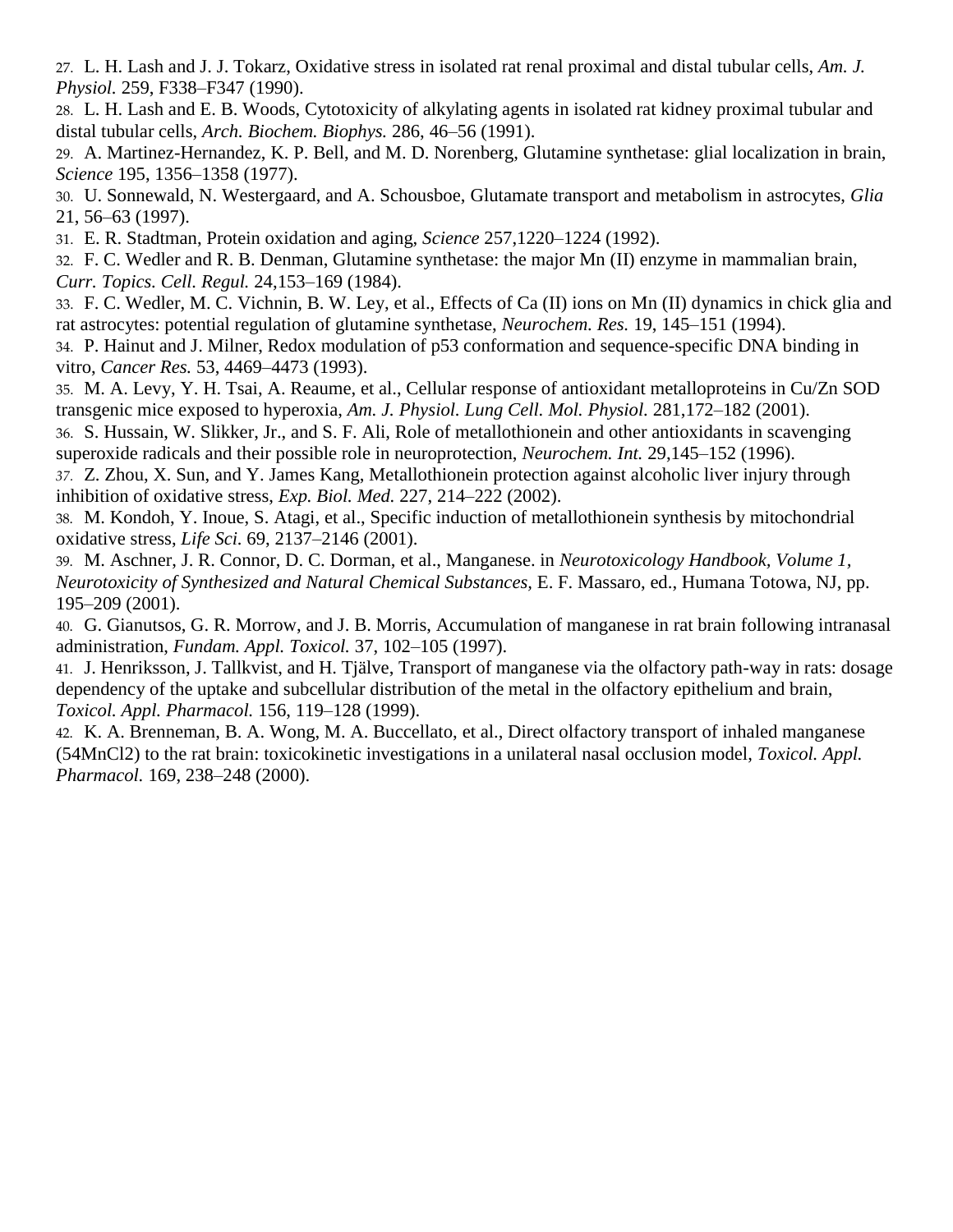27. L. H. Lash and J. J. Tokarz, Oxidative stress in isolated rat renal proximal and distal tubular cells, *Am. J. Physiol.* 259, F338–F347 (1990).

28. L. H. Lash and E. B. Woods, Cytotoxicity of alkylating agents in isolated rat kidney proximal tubular and distal tubular cells, *Arch. Biochem. Biophys.* 286, 46–56 (1991).

29. A. Martinez-Hernandez, K. P. Bell, and M. D. Norenberg, Glutamine synthetase: glial localization in brain, *Science* 195, 1356–1358 (1977).

30. U. Sonnewald, N. Westergaard, and A. Schousboe, Glutamate transport and metabolism in astrocytes, *Glia* 21, 56–63 (1997).

31. E. R. Stadtman, Protein oxidation and aging, *Science* 257,1220–1224 (1992).

32. F. C. Wedler and R. B. Denman, Glutamine synthetase: the major Mn (II) enzyme in mammalian brain, *Curr. Topics. Cell. Regul.* 24,153–169 (1984).

33. F. C. Wedler, M. C. Vichnin, B. W. Ley, et al., Effects of Ca (II) ions on Mn (II) dynamics in chick glia and rat astrocytes: potential regulation of glutamine synthetase, *Neurochem. Res.* 19, 145–151 (1994).

34. P. Hainut and J. Milner, Redox modulation of p53 conformation and sequence-specific DNA binding in vitro, *Cancer Res.* 53, 4469–4473 (1993).

35. M. A. Levy, Y. H. Tsai, A. Reaume, et al., Cellular response of antioxidant metalloproteins in Cu/Zn SOD transgenic mice exposed to hyperoxia, *Am. J. Physiol. Lung Cell. Mol. Physiol.* 281,172–182 (2001).

36. S. Hussain, W. Slikker, Jr., and S. F. Ali, Role of metallothionein and other antioxidants in scavenging superoxide radicals and their possible role in neuroprotection, *Neurochem. Int.* 29,145–152 (1996).

37. Z. Zhou, X. Sun, and Y. James Kang, Metallothionein protection against alcoholic liver injury through inhibition of oxidative stress, *Exp. Biol. Med.* 227, 214–222 (2002).

38. M. Kondoh, Y. Inoue, S. Atagi, et al., Specific induction of metallothionein synthesis by mitochondrial oxidative stress, *Life Sci.* 69, 2137–2146 (2001).

39. M. Aschner, J. R. Connor, D. C. Dorman, et al., Manganese. in *Neurotoxicology Handbook, Volume 1, Neurotoxicity of Synthesized and Natural Chemical Substances,* E. F. Massaro, ed., Humana Totowa, NJ, pp. 195–209 (2001).

40. G. Gianutsos, G. R. Morrow, and J. B. Morris, Accumulation of manganese in rat brain following intranasal administration, *Fundam. Appl. Toxicol.* 37, 102–105 (1997).

41. J. Henriksson, J. Tallkvist, and H. Tjälve, Transport of manganese via the olfactory path-way in rats: dosage dependency of the uptake and subcellular distribution of the metal in the olfactory epithelium and brain, *Toxicol. Appl. Pharmacol.* 156, 119–128 (1999).

42. K. A. Brenneman, B. A. Wong, M. A. Buccellato, et al., Direct olfactory transport of inhaled manganese (54MnCl2) to the rat brain: toxicokinetic investigations in a unilateral nasal occlusion model, *Toxicol. Appl. Pharmacol.* 169, 238–248 (2000).